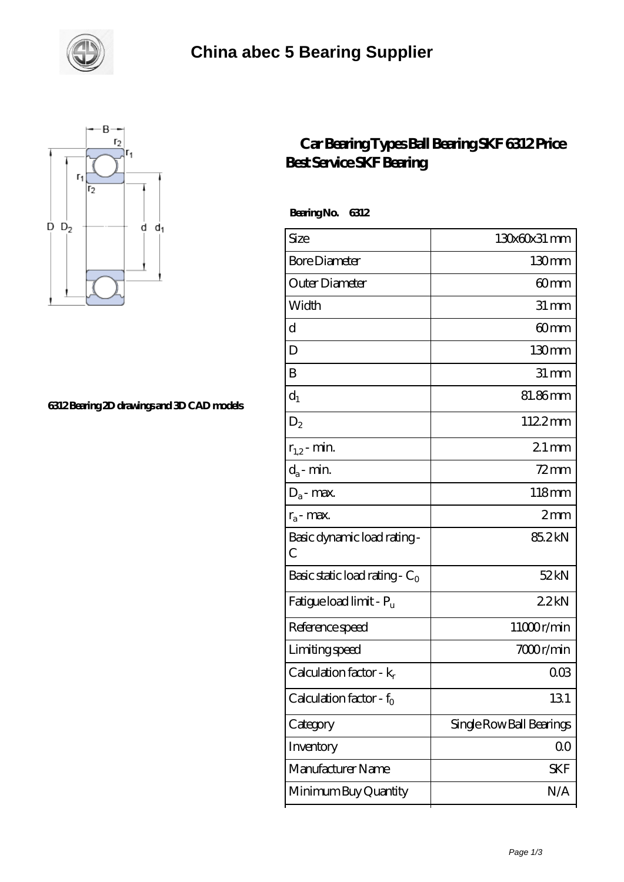# China abec 5 Bearing Supplier

6312 Bearing 2D drawings and 3D CAD models

## Car Bearing Types Ball Bearing SKF 6312 Price Best Service SKF Bearing

**Bearing No. 6312**

| | |
|---|---|
| Size | 130x60x31 mm |
| Bore Diameter | 130 mm |
| Outer Diameter | 60 mm |
| Width | 31 mm |
| d | 60 mm |
| D | 130 mm |
| B | 31 mm |
| $d_1$ | 81.86 mm |
| $D_2$ | 112.2 mm |
| $r_{1,2}$ - min. | 2.1 mm |
| $d_a$ - min. | 72 mm |
| $D_a$ - max. | 118 mm |
| $r_a$ - max. | 2 mm |
| Basic dynamic load rating - C | 85.2 kN |
| Basic static load rating - $C_0$ | 52 kN |
| Fatigue load limit - $P_u$ | 2.2 kN |
| Reference speed | 11000 r/min |
| Limiting speed | 7000 r/min |
| Calculation factor - $k_r$ | 0.03 |
| Calculation factor - $f_0$ | 13.1 |
| Category | Single Row Ball Bearings |
| Inventory | 0.0 |
| Manufacturer Name | SKF |
| Minimum Buy Quantity | N/A |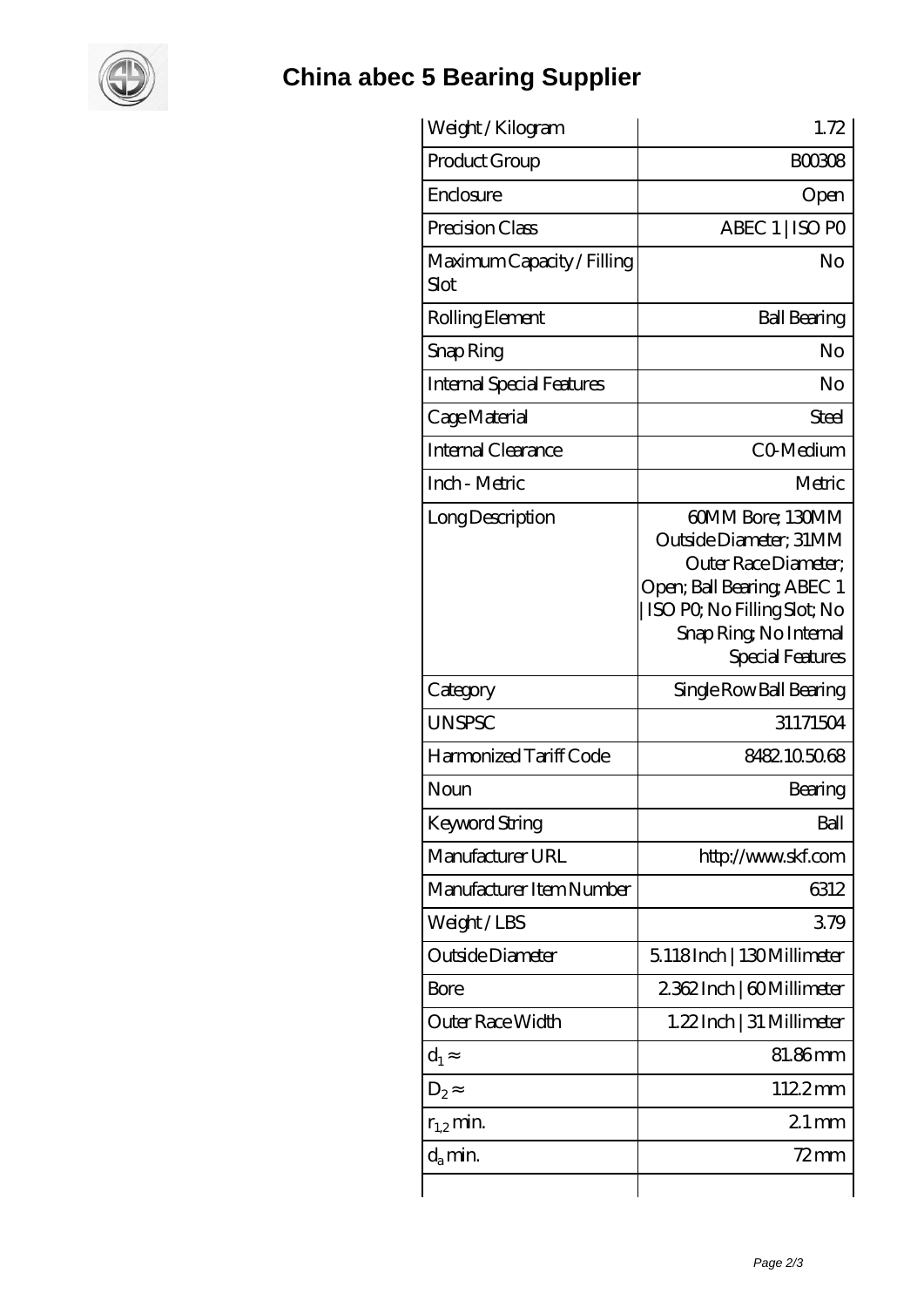# China abec 5 Bearing Supplier

| Weight / Kilogram | 1.72 |
|---|---|
| Product Group | B00308 |
| Enclosure | Open |
| Precision Class | ABEC 1 \| ISO P0 |
| Maximum Capacity / Filling Slot | No |
| Rolling Element | Ball Bearing |
| Snap Ring | No |
| Internal Special Features | No |
| Cage Material | Steel |
| Internal Clearance | C0-Medium |
| Inch - Metric | Metric |
| Long Description | 60MM Bore; 130MM Outside Diameter; 31MM Outer Race Diameter; Open; Ball Bearing; ABEC 1 \| ISO P0; No Filling Slot; No Snap Ring; No Internal Special Features |
| Category | Single Row Ball Bearing |
| UNSPSC | 31171504 |
| Harmonized Tariff Code | 8482.10.50.68 |
| Noun | Bearing |
| Keyword String | Ball |
| Manufacturer URL | http://www.skf.com |
| Manufacturer Item Number | 6312 |
| Weight / LBS | 3.79 |
| Outside Diameter | 5.118 Inch \| 130 Millimeter |
| Bore | 2.362 Inch \| 60 Millimeter |
| Outer Race Width | 1.22 Inch \| 31 Millimeter |
| $d_1 \approx$ | 81.86 mm |
| $D_2 \approx$ | 112.2 mm |
| $r_{1,2}$ min. | 2.1 mm |
| $d_a$ min. | 72 mm |
| | |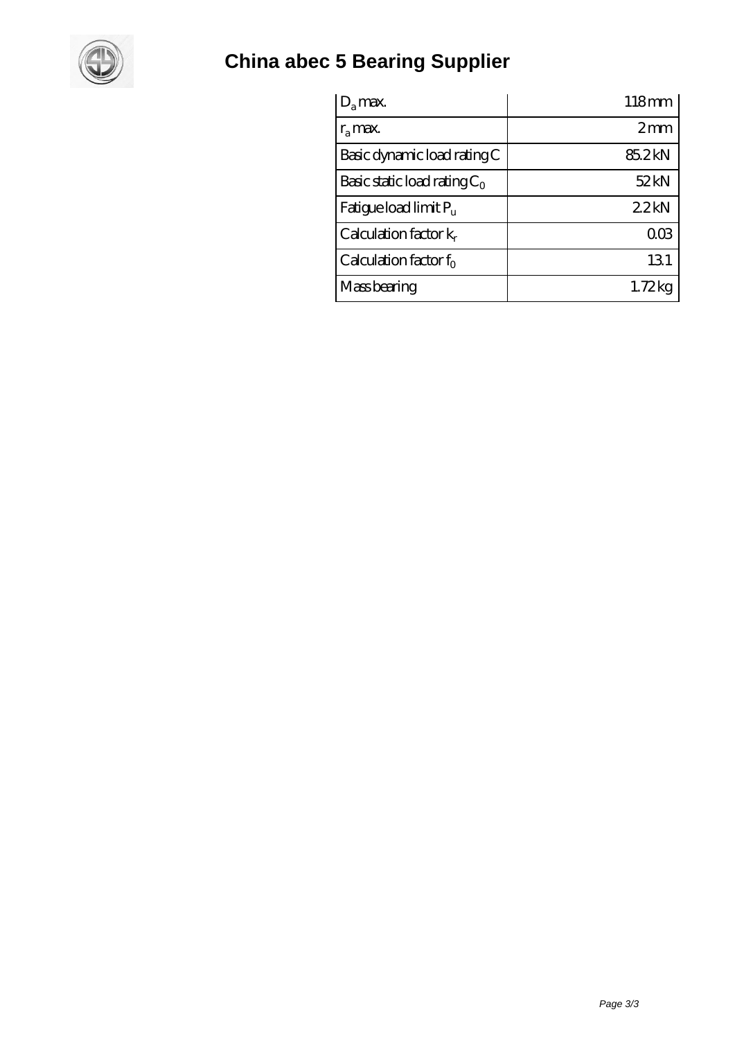# China abec 5 Bearing Supplier

| | |
|---|---|
| $D_a$ max. | 118 mm |
| $r_a$ max. | 2 mm |
| Basic dynamic load rating C | 85.2 kN |
| Basic static load rating $C_0$ | 52 kN |
| Fatigue load limit $P_u$ | 2.2 kN |
| Calculation factor $k_r$ | 0.03 |
| Calculation factor $f_0$ | 13.1 |
| Mass bearing | 1.72 kg |